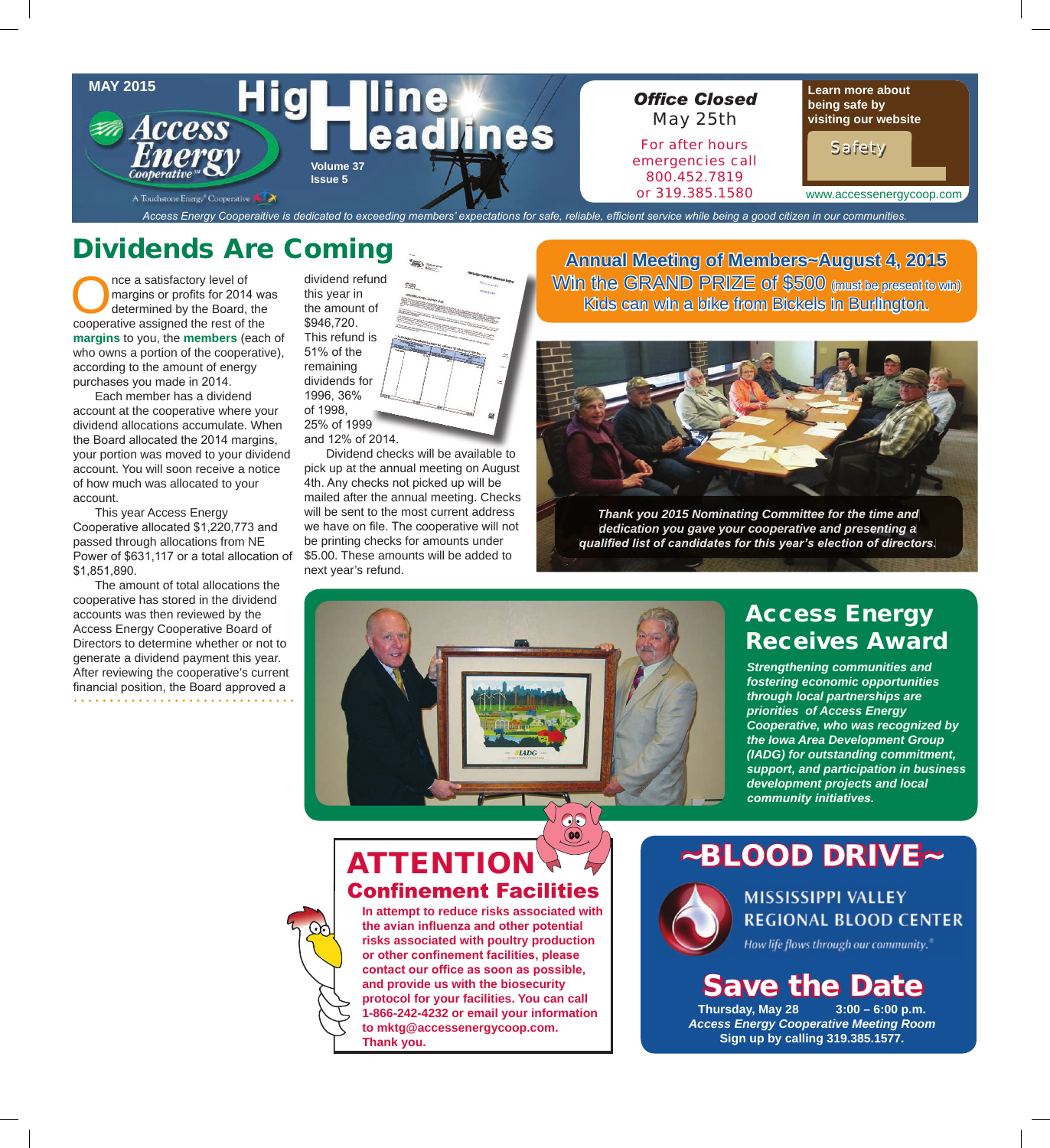MAY 2015

# High Line Headlines

Access Energy Cooperative — A Touchstone Energy® Cooperative

**Office Closed**
May 25th

For after hours emergencies call 800.452.7819 or 319.385.1580

**Learn more about being safe by visiting our website**

Safety

www.accessenergycoop.com

*Access Energy Cooperaitive is dedicated to exceeding members' expectations for safe, reliable, efficient service while being a good citizen in our communities.*

## Dividends Are Coming

Once a satisfactory level of margins or profits for 2014 was determined by the Board, the cooperative assigned the rest of the **margins** to you, the **members** (each of who owns a portion of the cooperative), according to the amount of energy purchases you made in 2014.

Each member has a dividend account at the cooperative where your dividend allocations accumulate. When the Board allocated the 2014 margins, your portion was moved to your dividend account. You will soon receive a notice of how much was allocated to your account.

This year Access Energy Cooperative allocated $1,220,773 and passed through allocations from NE Power of $631,117 or a total allocation of $1,851,890.

The amount of total allocations the cooperative has stored in the dividend accounts was then reviewed by the Access Energy Cooperative Board of Directors to determine whether or not to generate a dividend payment this year. After reviewing the cooperative's current financial position, the Board approved a dividend refund this year in the amount of $946,720. This refund is 51% of the remaining dividends for 1996, 36% of 1998, 25% of 1999 and 12% of 2014.

Dividend checks will be available to pick up at the annual meeting on August 4th. Any checks not picked up will be mailed after the annual meeting. Checks will be sent to the most current address we have on file. The cooperative will not be printing checks for amounts under $5.00. These amounts will be added to next year's refund.

## Annual Meeting of Members~August 4, 2015

Win the GRAND PRIZE of $500 (must be present to win)

Kids can win a bike from Bickels in Burlington.

*Thank you 2015 Nominating Committee for the time and dedication you gave your cooperative and presenting a qualified list of candidates for this year's election of directors.*

## Access Energy Receives Award

***Strengthening communities and fostering economic opportunities through local partnerships are priorities of Access Energy Cooperative, who was recognized by the Iowa Area Development Group (IADG) for outstanding commitment, support, and participation in business development projects and local community initiatives.***

## ATTENTION

### Confinement Facilities

**In attempt to reduce risks associated with the avian influenza and other potential risks associated with poultry production or other confinement facilities, please contact our office as soon as possible, and provide us with the biosecurity protocol for your facilities. You can call 1-866-242-4232 or email your information to mktg@accessenergycoop.com. Thank you.**

## ~BLOOD DRIVE~

MISSISSIPPI VALLEY REGIONAL BLOOD CENTER
*How life flows through our community.®*

### Save the Date

**Thursday, May 28 3:00 – 6:00 p.m.**
***Access Energy Cooperative Meeting Room***
**Sign up by calling 319.385.1577.**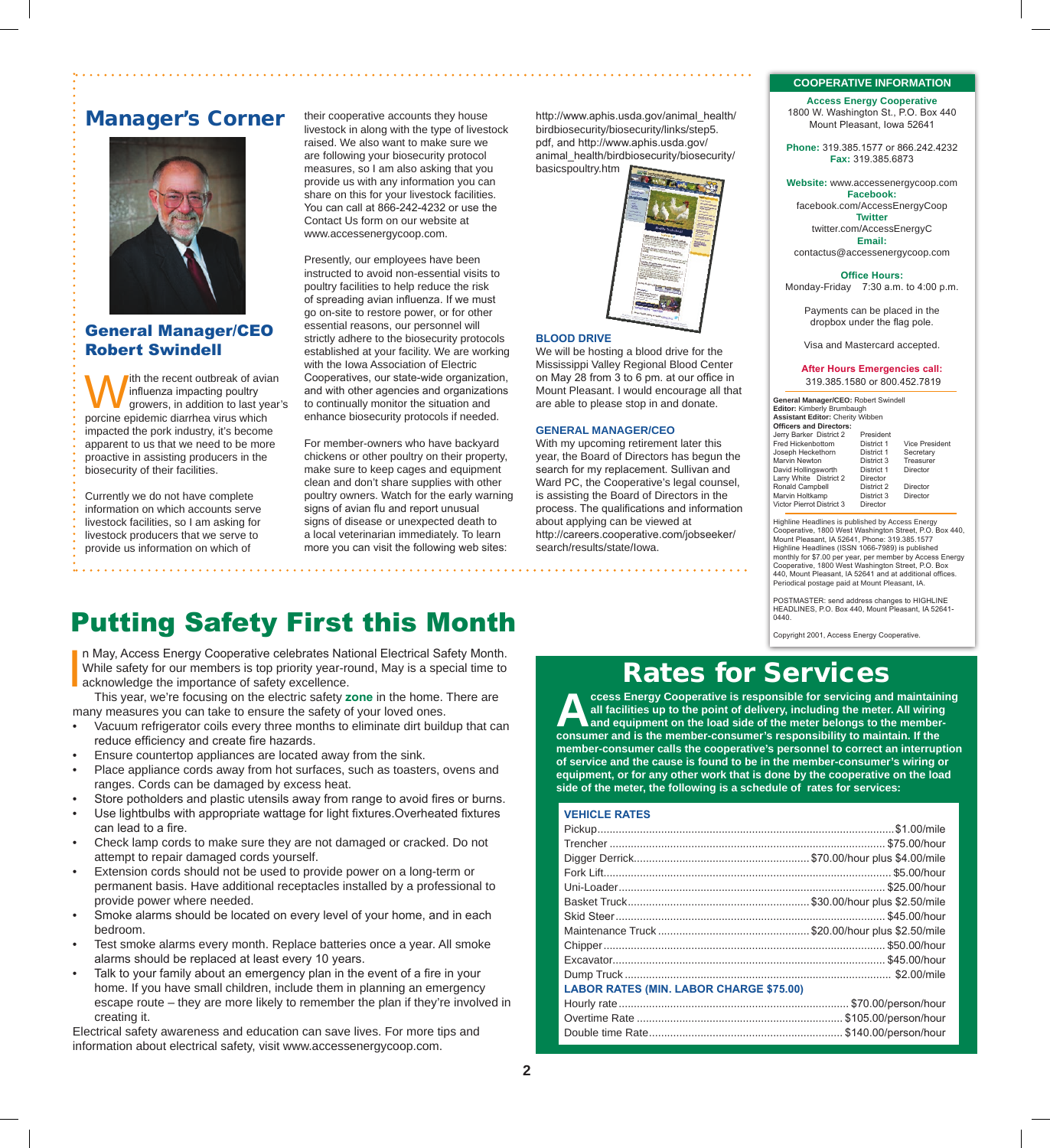## Manager's Corner

### General Manager/CEO Robert Swindell

With the recent outbreak of avian influenza impacting poultry growers, in addition to last year's porcine epidemic diarrhea virus which impacted the pork industry, it's become apparent to us that we need to be more proactive in assisting producers in the biosecurity of their facilities.

Currently we do not have complete information on which accounts serve livestock facilities, so I am asking for livestock producers that we serve to provide us information on which of their cooperative accounts they house livestock in along with the type of livestock raised. We also want to make sure we are following your biosecurity protocol measures, so I am also asking that you provide us with any information you can share on this for your livestock facilities. You can call at 866-242-4232 or use the Contact Us form on our website at www.accessenergycoop.com.

Presently, our employees have been instructed to avoid non-essential visits to poultry facilities to help reduce the risk of spreading avian influenza. If we must go on-site to restore power, or for other essential reasons, our personnel will strictly adhere to the biosecurity protocols established at your facility. We are working with the Iowa Association of Electric Cooperatives, our state-wide organization, and with other agencies and organizations to continually monitor the situation and enhance biosecurity protocols if needed.

For member-owners who have backyard chickens or other poultry on their property, make sure to keep cages and equipment clean and don't share supplies with other poultry owners. Watch for the early warning signs of avian flu and report unusual signs of disease or unexpected death to a local veterinarian immediately. To learn more you can visit the following web sites: http://www.aphis.usda.gov/animal_health/birdbiosecurity/biosecurity/links/step5.pdf, and http://www.aphis.usda.gov/animal_health/birdbiosecurity/biosecurity/basicspoultry.htm

### BLOOD DRIVE

We will be hosting a blood drive for the Mississippi Valley Regional Blood Center on May 28 from 3 to 6 pm. at our office in Mount Pleasant. I would encourage all that are able to please stop in and donate.

### GENERAL MANAGER/CEO

With my upcoming retirement later this year, the Board of Directors has begun the search for my replacement. Sullivan and Ward PC, the Cooperative's legal counsel, is assisting the Board of Directors in the process. The qualifications and information about applying can be viewed at http://careers.cooperative.com/jobseeker/search/results/state/Iowa.

## COOPERATIVE INFORMATION

**Access Energy Cooperative**
1800 W. Washington St., P.O. Box 440
Mount Pleasant, Iowa 52641

**Phone:** 319.385.1577 or 866.242.4232
**Fax:** 319.385.6873

**Website:** www.accessenergycoop.com
**Facebook:** facebook.com/AccessEnergyCoop
**Twitter** twitter.com/AccessEnergyC
**Email:** contactus@accessenergycoop.com

**Office Hours:**
Monday-Friday 7:30 a.m. to 4:00 p.m.

Payments can be placed in the dropbox under the flag pole.

Visa and Mastercard accepted.

**After Hours Emergencies call:**
319.385.1580 or 800.452.7819

**General Manager/CEO:** Robert Swindell
**Editor:** Kimberly Brumbaugh
**Assistant Editor:** Cherity Wibben

**Officers and Directors:**

| Name | District | Title |
|---|---|---|
| Jerry Barker | District 2 | President |
| Fred Hickenbottom | District 1 | Vice President |
| Joseph Heckethorn | District 1 | Secretary |
| Marvin Newton | District 3 | Treasurer |
| David Hollingsworth | District 1 | Director |
| Larry White | District 2 | Director |
| Ronald Campbell | District 2 | Director |
| Marvin Holtkamp | District 3 | Director |
| Victor Pierrot | District 3 | Director |

Highline Headlines is published by Access Energy Cooperative, 1800 West Washington Street, P.O. Box 440, Mount Pleasant, IA 52641, Phone: 319.385.1577 Highline Headlines (ISSN 1066-7989) is published monthly for $7.00 per year, per member by Access Energy Cooperative, 1800 West Washington Street, P.O. Box 440, Mount Pleasant, IA 52641 and at additional offices. Periodical postage paid at Mount Pleasant, IA.

POSTMASTER: send address changes to HIGHLINE HEADLINES, P.O. Box 440, Mount Pleasant, IA 52641-0440.

Copyright 2001, Access Energy Cooperative.

# Putting Safety First this Month

In May, Access Energy Cooperative celebrates National Electrical Safety Month. While safety for our members is top priority year-round, May is a special time to acknowledge the importance of safety excellence.

This year, we're focusing on the electric safety **zone** in the home. There are many measures you can take to ensure the safety of your loved ones.

- Vacuum refrigerator coils every three months to eliminate dirt buildup that can reduce efficiency and create fire hazards.
- Ensure countertop appliances are located away from the sink.
- Place appliance cords away from hot surfaces, such as toasters, ovens and ranges. Cords can be damaged by excess heat.
- Store potholders and plastic utensils away from range to avoid fires or burns.
- Use lightbulbs with appropriate wattage for light fixtures.Overheated fixtures can lead to a fire.
- Check lamp cords to make sure they are not damaged or cracked. Do not attempt to repair damaged cords yourself.
- Extension cords should not be used to provide power on a long-term or permanent basis. Have additional receptacles installed by a professional to provide power where needed.
- Smoke alarms should be located on every level of your home, and in each bedroom.
- Test smoke alarms every month. Replace batteries once a year. All smoke alarms should be replaced at least every 10 years.
- Talk to your family about an emergency plan in the event of a fire in your home. If you have small children, include them in planning an emergency escape route – they are more likely to remember the plan if they're involved in creating it.

Electrical safety awareness and education can save lives. For more tips and information about electrical safety, visit www.accessenergycoop.com.

# Rates for Services

**Access Energy Cooperative is responsible for servicing and maintaining all facilities up to the point of delivery, including the meter. All wiring and equipment on the load side of the meter belongs to the member-consumer and is the member-consumer's responsibility to maintain. If the member-consumer calls the cooperative's personnel to correct an interruption of service and the cause is found to be in the member-consumer's wiring or equipment, or for any other work that is done by the cooperative on the load side of the meter, the following is a schedule of rates for services:**

| VEHICLE RATES | |
|---|---|
| Pickup | $1.00/mile |
| Trencher | $75.00/hour |
| Digger Derrick | $70.00/hour plus $4.00/mile |
| Fork Lift | $5.00/hour |
| Uni-Loader | $25.00/hour |
| Basket Truck | $30.00/hour plus $2.50/mile |
| Skid Steer | $45.00/hour |
| Maintenance Truck | $20.00/hour plus $2.50/mile |
| Chipper | $50.00/hour |
| Excavator | $45.00/hour |
| Dump Truck | $2.00/mile |
| **LABOR RATES (MIN. LABOR CHARGE $75.00)** | |
| Hourly rate | $70.00/person/hour |
| Overtime Rate | $105.00/person/hour |
| Double time Rate | $140.00/person/hour |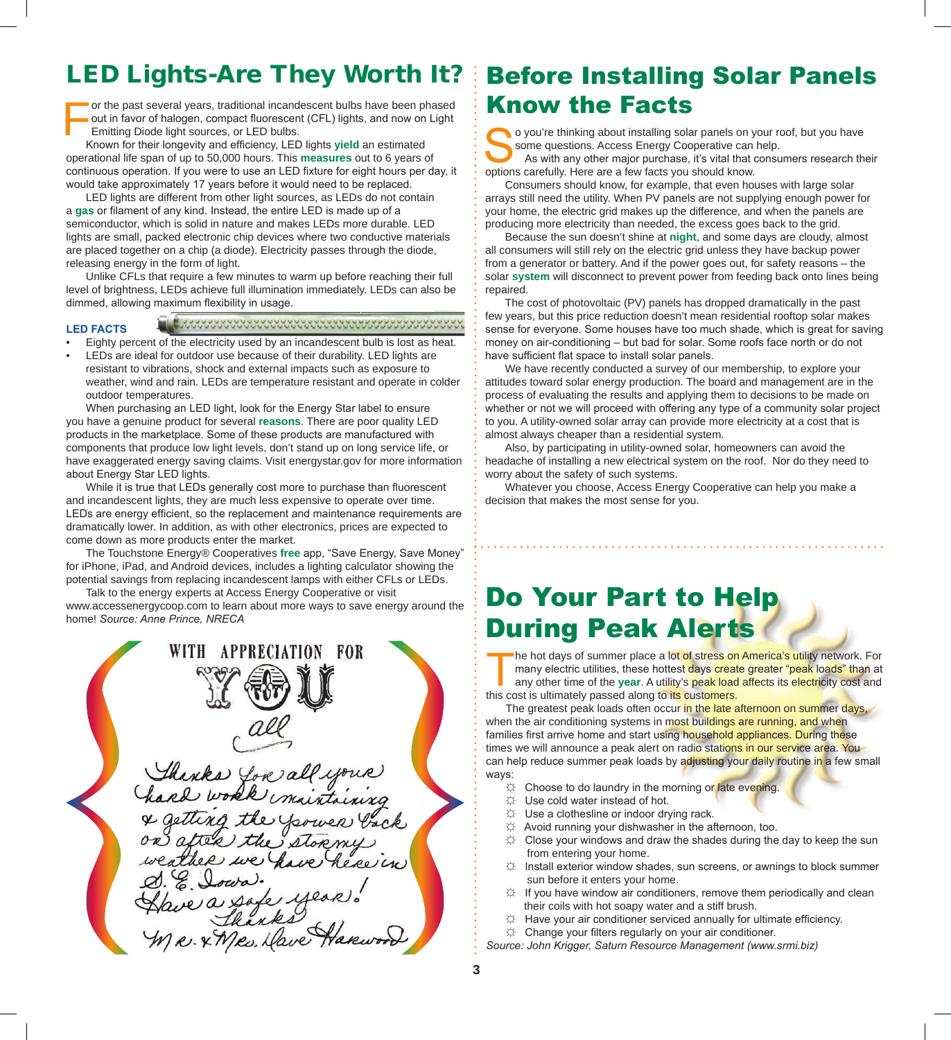# LED Lights-Are They Worth It?

For the past several years, traditional incandescent bulbs have been phased out in favor of halogen, compact fluorescent (CFL) lights, and now on Light Emitting Diode light sources, or LED bulbs.

Known for their longevity and efficiency, LED lights **yield** an estimated operational life span of up to 50,000 hours. This **measures** out to 6 years of continuous operation. If you were to use an LED fixture for eight hours per day, it would take approximately 17 years before it would need to be replaced.

LED lights are different from other light sources, as LEDs do not contain a **gas** or filament of any kind. Instead, the entire LED is made up of a semiconductor, which is solid in nature and makes LEDs more durable. LED lights are small, packed electronic chip devices where two conductive materials are placed together on a chip (a diode). Electricity passes through the diode, releasing energy in the form of light.

Unlike CFLs that require a few minutes to warm up before reaching their full level of brightness, LEDs achieve full illumination immediately. LEDs can also be dimmed, allowing maximum flexibility in usage.

### LED FACTS

- Eighty percent of the electricity used by an incandescent bulb is lost as heat.
- LEDs are ideal for outdoor use because of their durability. LED lights are resistant to vibrations, shock and external impacts such as exposure to weather, wind and rain. LEDs are temperature resistant and operate in colder outdoor temperatures.

When purchasing an LED light, look for the Energy Star label to ensure you have a genuine product for several **reasons**. There are poor quality LED products in the marketplace. Some of these products are manufactured with components that produce low light levels, don't stand up on long service life, or have exaggerated energy saving claims. Visit energystar.gov for more information about Energy Star LED lights.

While it is true that LEDs generally cost more to purchase than fluorescent and incandescent lights, they are much less expensive to operate over time. LEDs are energy efficient, so the replacement and maintenance requirements are dramatically lower. In addition, as with other electronics, prices are expected to come down as more products enter the market.

The Touchstone Energy® Cooperatives **free** app, "Save Energy, Save Money" for iPhone, iPad, and Android devices, includes a lighting calculator showing the potential savings from replacing incandescent lamps with either CFLs or LEDs.

Talk to the energy experts at Access Energy Cooperative or visit www.accessenergycoop.com to learn about more ways to save energy around the home! *Source: Anne Prince, NRECA*

WITH APPRECIATION FOR YOU all

Thanks for all your hard work maintaining & getting the power back on after the stormy weather we have here in S. E. Iowa. Have a safe year! Thanks Mr. & Mrs. Dave Harwood

# Before Installing Solar Panels Know the Facts

So you're thinking about installing solar panels on your roof, but you have some questions. Access Energy Cooperative can help.

As with any other major purchase, it's vital that consumers research their options carefully. Here are a few facts you should know.

Consumers should know, for example, that even houses with large solar arrays still need the utility. When PV panels are not supplying enough power for your home, the electric grid makes up the difference, and when the panels are producing more electricity than needed, the excess goes back to the grid.

Because the sun doesn't shine at **night**, and some days are cloudy, almost all consumers will still rely on the electric grid unless they have backup power from a generator or battery. And if the power goes out, for safety reasons – the solar **system** will disconnect to prevent power from feeding back onto lines being repaired.

The cost of photovoltaic (PV) panels has dropped dramatically in the past few years, but this price reduction doesn't mean residential rooftop solar makes sense for everyone. Some houses have too much shade, which is great for saving money on air-conditioning – but bad for solar. Some roofs face north or do not have sufficient flat space to install solar panels.

We have recently conducted a survey of our membership, to explore your attitudes toward solar energy production. The board and management are in the process of evaluating the results and applying them to decisions to be made on whether or not we will proceed with offering any type of a community solar project to you. A utility-owned solar array can provide more electricity at a cost that is almost always cheaper than a residential system.

Also, by participating in utility-owned solar, homeowners can avoid the headache of installing a new electrical system on the roof. Nor do they need to worry about the safety of such systems.

Whatever you choose, Access Energy Cooperative can help you make a decision that makes the most sense for you.

# Do Your Part to Help During Peak Alerts

The hot days of summer place a lot of stress on America's utility network. For many electric utilities, these hottest days create greater "peak loads" than at any other time of the **year**. A utility's peak load affects its electricity cost and this cost is ultimately passed along to its customers.

The greatest peak loads often occur in the late afternoon on summer days, when the air conditioning systems in most buildings are running, and when families first arrive home and start using household appliances. During these times we will announce a peak alert on radio stations in our service area. You can help reduce summer peak loads by adjusting your daily routine in a few small ways:

- Choose to do laundry in the morning or late evening.
- Use cold water instead of hot.
- Use a clothesline or indoor drying rack.
- Avoid running your dishwasher in the afternoon, too.
- Close your windows and draw the shades during the day to keep the sun from entering your home.
- Install exterior window shades, sun screens, or awnings to block summer sun before it enters your home.
- If you have window air conditioners, remove them periodically and clean their coils with hot soapy water and a stiff brush.
- Have your air conditioner serviced annually for ultimate efficiency.
- Change your filters regularly on your air conditioner.

*Source: John Krigger, Saturn Resource Management (www.srmi.biz)*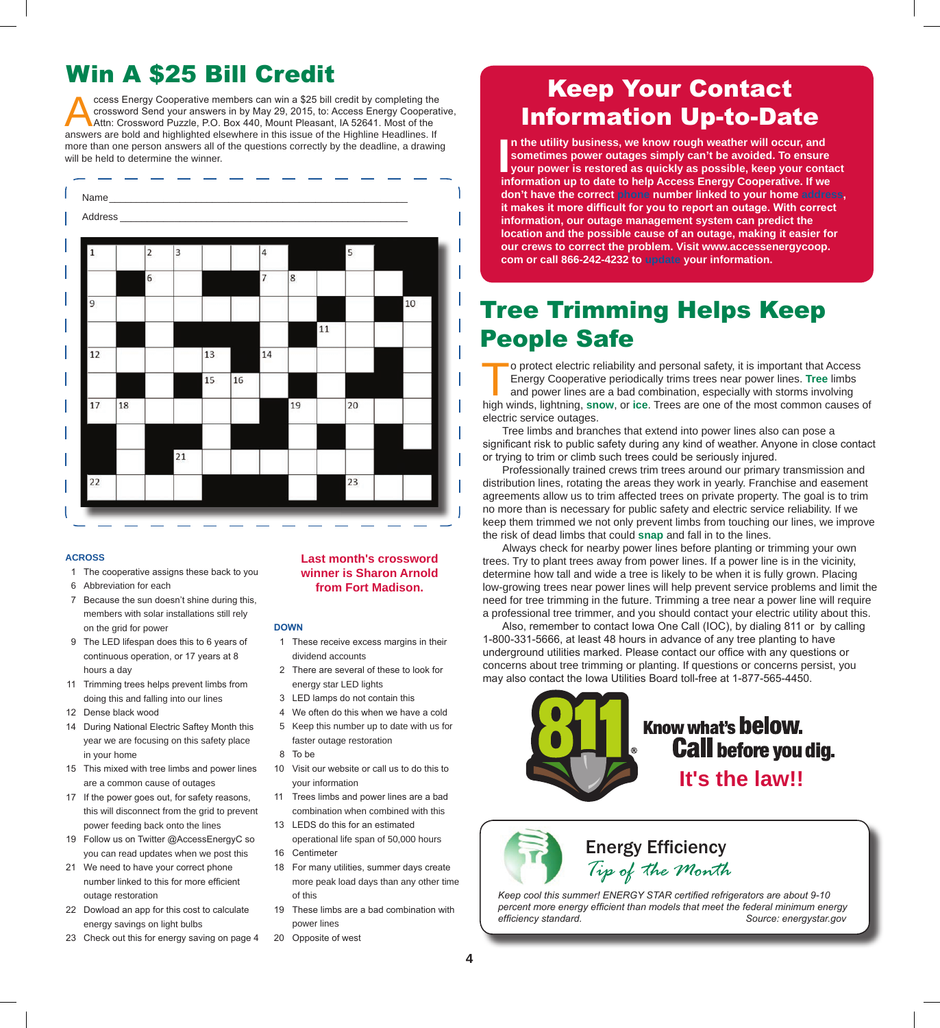# Win A $25 Bill Credit

Access Energy Cooperative members can win a $25 bill credit by completing the crossword Send your answers in by May 29, 2015, to: Access Energy Cooperative, Attn: Crossword Puzzle, P.O. Box 440, Mount Pleasant, IA 52641. Most of the answers are bold and highlighted elsewhere in this issue of the Highline Headlines. If more than one person answers all of the questions correctly by the deadline, a drawing will be held to determine the winner.

Name ____________________________________________

Address __________________________________________

**ACROSS**

1 The cooperative assigns these back to you
6 Abbreviation for each
7 Because the sun doesn't shine during this, members with solar installations still rely on the grid for power
9 The LED lifespan does this to 6 years of continuous operation, or 17 years at 8 hours a day
11 Trimming trees helps prevent limbs from doing this and falling into our lines
12 Dense black wood
14 During National Electric Saftey Month this year we are focusing on this safety place in your home
15 This mixed with tree limbs and power lines are a common cause of outages
17 If the power goes out, for safety reasons, this will disconnect from the grid to prevent power feeding back onto the lines
19 Follow us on Twitter @AccessEnergyC so you can read updates when we post this
21 We need to have your correct phone number linked to this for more efficient outage restoration
22 Dowload an app for this cost to calculate energy savings on light bulbs
23 Check out this for energy saving on page 4

**Last month's crossword winner is Sharon Arnold from Fort Madison.**

**DOWN**

1 These receive excess margins in their dividend accounts
2 There are several of these to look for energy star LED lights
3 LED lamps do not contain this
4 We often do this when we have a cold
5 Keep this number up to date with us for faster outage restoration
8 To be
10 Visit our website or call us to do this to your information
11 Trees limbs and power lines are a bad combination when combined with this
13 LEDS do this for an estimated operational life span of 50,000 hours
16 Centimeter
18 For many utilities, summer days create more peak load days than any other time of this
19 These limbs are a bad combination with power lines
20 Opposite of west

# Keep Your Contact Information Up-to-Date

**In the utility business, we know rough weather will occur, and sometimes power outages simply can't be avoided. To ensure your power is restored as quickly as possible, keep your contact information up to date to help Access Energy Cooperative. If we don't have the correct phone number linked to your home address, it makes it more difficult for you to report an outage. With correct information, our outage management system can predict the location and the possible cause of an outage, making it easier for our crews to correct the problem. Visit www.accessenergycoop.com or call 866-242-4232 to update your information.**

# Tree Trimming Helps Keep People Safe

To protect electric reliability and personal safety, it is important that Access Energy Cooperative periodically trims trees near power lines. **Tree** limbs and power lines are a bad combination, especially with storms involving high winds, lightning, **snow**, or **ice**. Trees are one of the most common causes of electric service outages.

Tree limbs and branches that extend into power lines also can pose a significant risk to public safety during any kind of weather. Anyone in close contact or trying to trim or climb such trees could be seriously injured.

Professionally trained crews trim trees around our primary transmission and distribution lines, rotating the areas they work in yearly. Franchise and easement agreements allow us to trim affected trees on private property. The goal is to trim no more than is necessary for public safety and electric service reliability. If we keep them trimmed we not only prevent limbs from touching our lines, we improve the risk of dead limbs that could **snap** and fall in to the lines.

Always check for nearby power lines before planting or trimming your own trees. Try to plant trees away from power lines. If a power line is in the vicinity, determine how tall and wide a tree is likely to be when it is fully grown. Placing low-growing trees near power lines will help prevent service problems and limit the need for tree trimming in the future. Trimming a tree near a power line will require a professional tree trimmer, and you should contact your electric utility about this.

Also, remember to contact Iowa One Call (IOC), by dialing 811 or by calling 1-800-331-5666, at least 48 hours in advance of any tree planting to have underground utilities marked. Please contact our office with any questions or concerns about tree trimming or planting. If questions or concerns persist, you may also contact the Iowa Utilities Board toll-free at 1-877-565-4450.

811® Know what's **below.** **Call** before you dig.

**It's the law!!**

## Energy Efficiency

*Tip of the Month*

*Keep cool this summer! ENERGY STAR certified refrigerators are about 9-10 percent more energy efficient than models that meet the federal minimum energy efficiency standard.* *Source: energystar.gov*